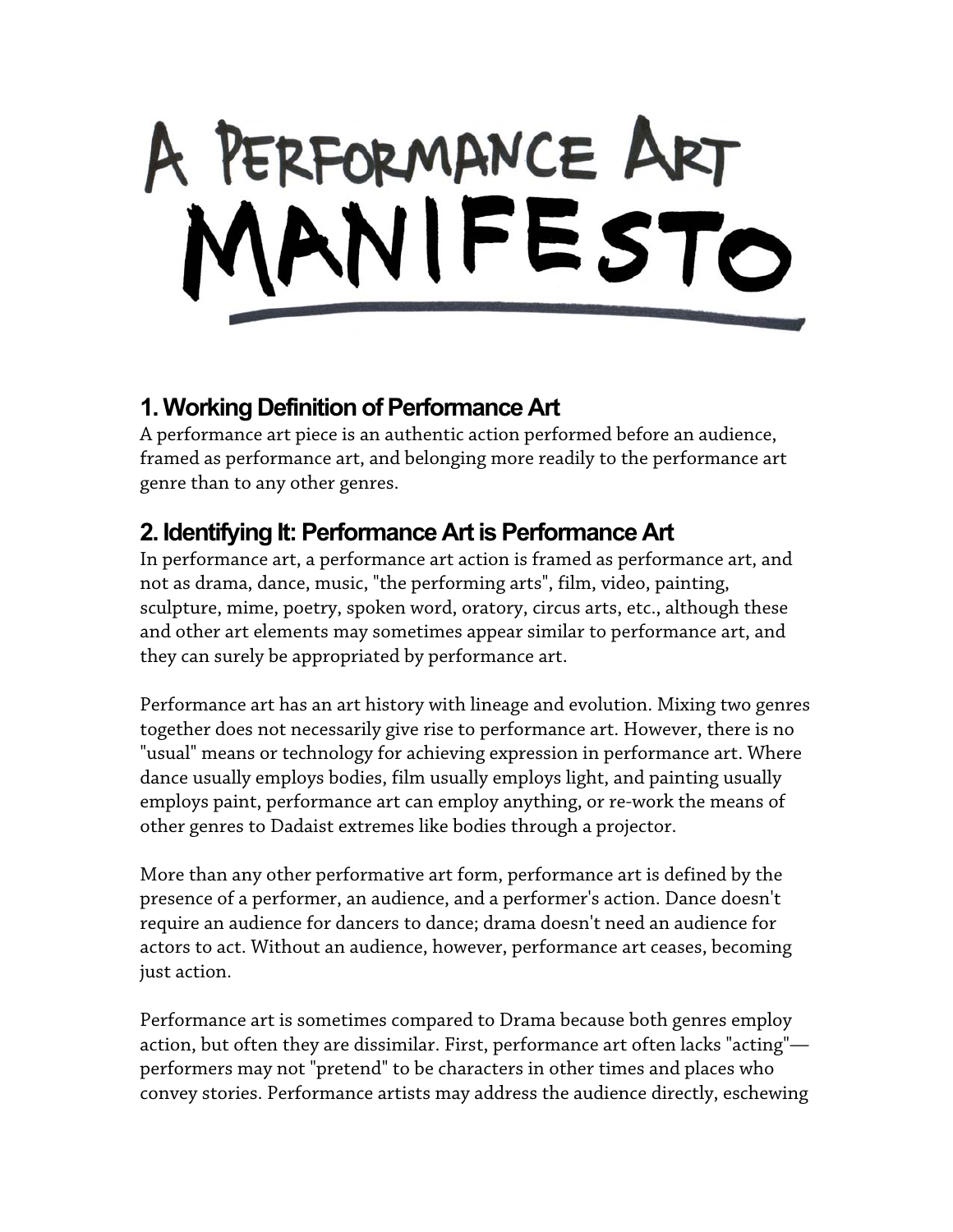# A PERFORMANCE ART MANIFESTO

## 1. Working Definition of Performance Art

A performance art piece is an authentic action performed before an audience, framed as performance art, and belonging more readily to the performance art genre than to any other genres.

## 2. Identifying It: Performance Art is Performance Art

In performance art, a performance art action is framed as performance art, and not as drama, dance, music, "the performing arts", film, video, painting, sculpture, mime, poetry, spoken word, oratory, circus arts, etc., although these and other art elements may sometimes appear similar to performance art, and they can surely be appropriated by performance art.

Performance art has an art history with lineage and evolution. Mixing two genres together does not necessarily give rise to performance art. However, there is no "usual" means or technology for achieving expression in performance art. Where dance usually employs bodies, film usually employs light, and painting usually employs paint, performance art can employ anything, or re-work the means of other genres to Dadaist extremes like bodies through a projector.

More than any other performative art form, performance art is defined by the presence of a performer, an audience, and a performer's action. Dance doesn't require an audience for dancers to dance; drama doesn't need an audience for actors to act. Without an audience, however, performance art ceases, becoming just action.

Performance art is sometimes compared to Drama because both genres employ action, but often they are dissimilar. First, performance art often lacks "acting"—performers may not "pretend" to be characters in other times and places who convey stories. Performance artists may address the audience directly, eschewing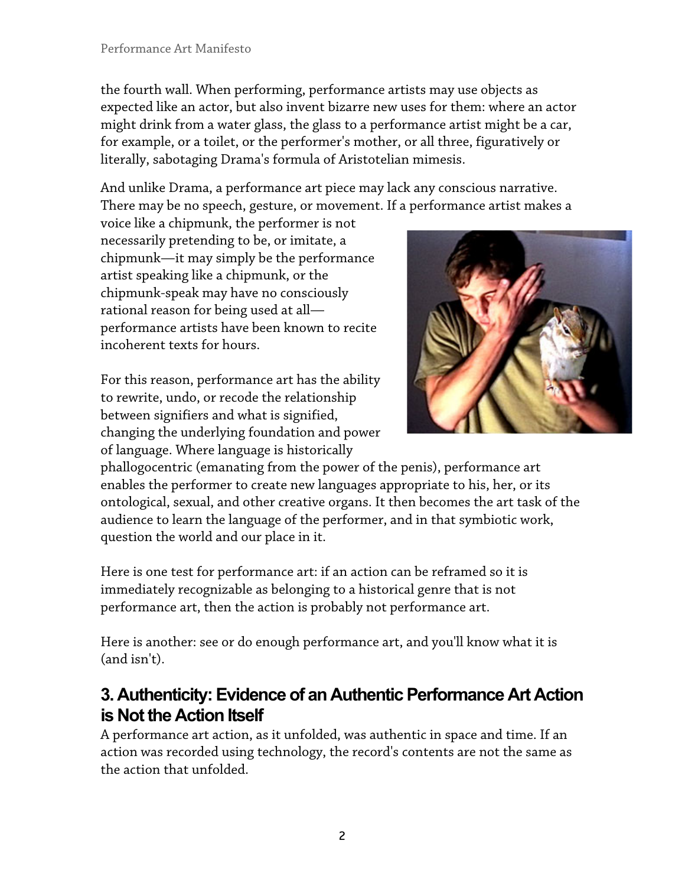the fourth wall. When performing, performance artists may use objects as expected like an actor, but also invent bizarre new uses for them: where an actor might drink from a water glass, the glass to a performance artist might be a car, for example, or a toilet, or the performer's mother, or all three, figuratively or literally, sabotaging Drama's formula of Aristotelian mimesis.

And unlike Drama, a performance art piece may lack any conscious narrative. There may be no speech, gesture, or movement. If a performance artist makes a voice like a chipmunk, the performer is not necessarily pretending to be, or imitate, a chipmunk—it may simply be the performance artist speaking like a chipmunk, or the chipmunk-speak may have no consciously rational reason for being used at all—performance artists have been known to recite incoherent texts for hours.

For this reason, performance art has the ability to rewrite, undo, or recode the relationship between signifiers and what is signified, changing the underlying foundation and power of language. Where language is historically phallogocentric (emanating from the power of the penis), performance art enables the performer to create new languages appropriate to his, her, or its ontological, sexual, and other creative organs. It then becomes the art task of the audience to learn the language of the performer, and in that symbiotic work, question the world and our place in it.

Here is one test for performance art: if an action can be reframed so it is immediately recognizable as belonging to a historical genre that is not performance art, then the action is probably not performance art.

Here is another: see or do enough performance art, and you'll know what it is (and isn't).

## 3. Authenticity: Evidence of an Authentic Performance Art Action is Not the Action Itself

A performance art action, as it unfolded, was authentic in space and time. If an action was recorded using technology, the record's contents are not the same as the action that unfolded.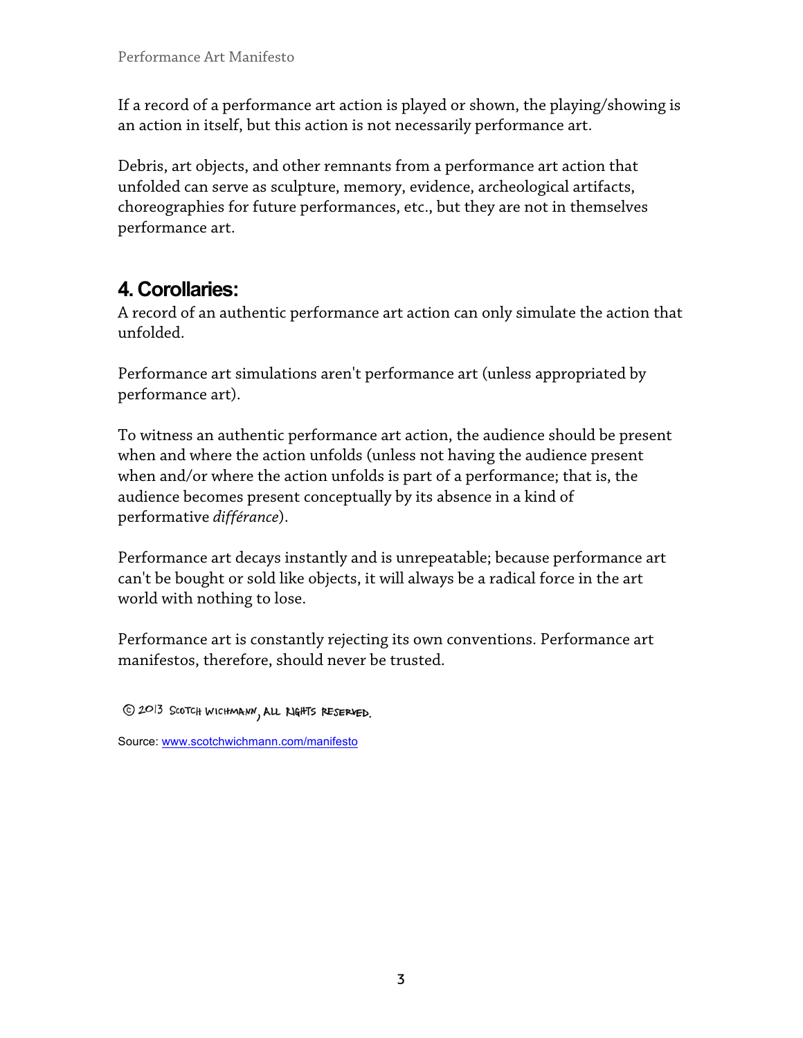If a record of a performance art action is played or shown, the playing/showing is an action in itself, but this action is not necessarily performance art.

Debris, art objects, and other remnants from a performance art action that unfolded can serve as sculpture, memory, evidence, archeological artifacts, choreographies for future performances, etc., but they are not in themselves performance art.

## 4. Corollaries:

A record of an authentic performance art action can only simulate the action that unfolded.

Performance art simulations aren't performance art (unless appropriated by performance art).

To witness an authentic performance art action, the audience should be present when and where the action unfolds (unless not having the audience present when and/or where the action unfolds is part of a performance; that is, the audience becomes present conceptually by its absence in a kind of performative *différance*).

Performance art decays instantly and is unrepeatable; because performance art can't be bought or sold like objects, it will always be a radical force in the art world with nothing to lose.

Performance art is constantly rejecting its own conventions. Performance art manifestos, therefore, should never be trusted.

© 2013 Scotch Wichmann, All Rights Reserved.

Source: [www.scotchwichmann.com/manifesto](http://www.scotchwichmann.com/manifesto)